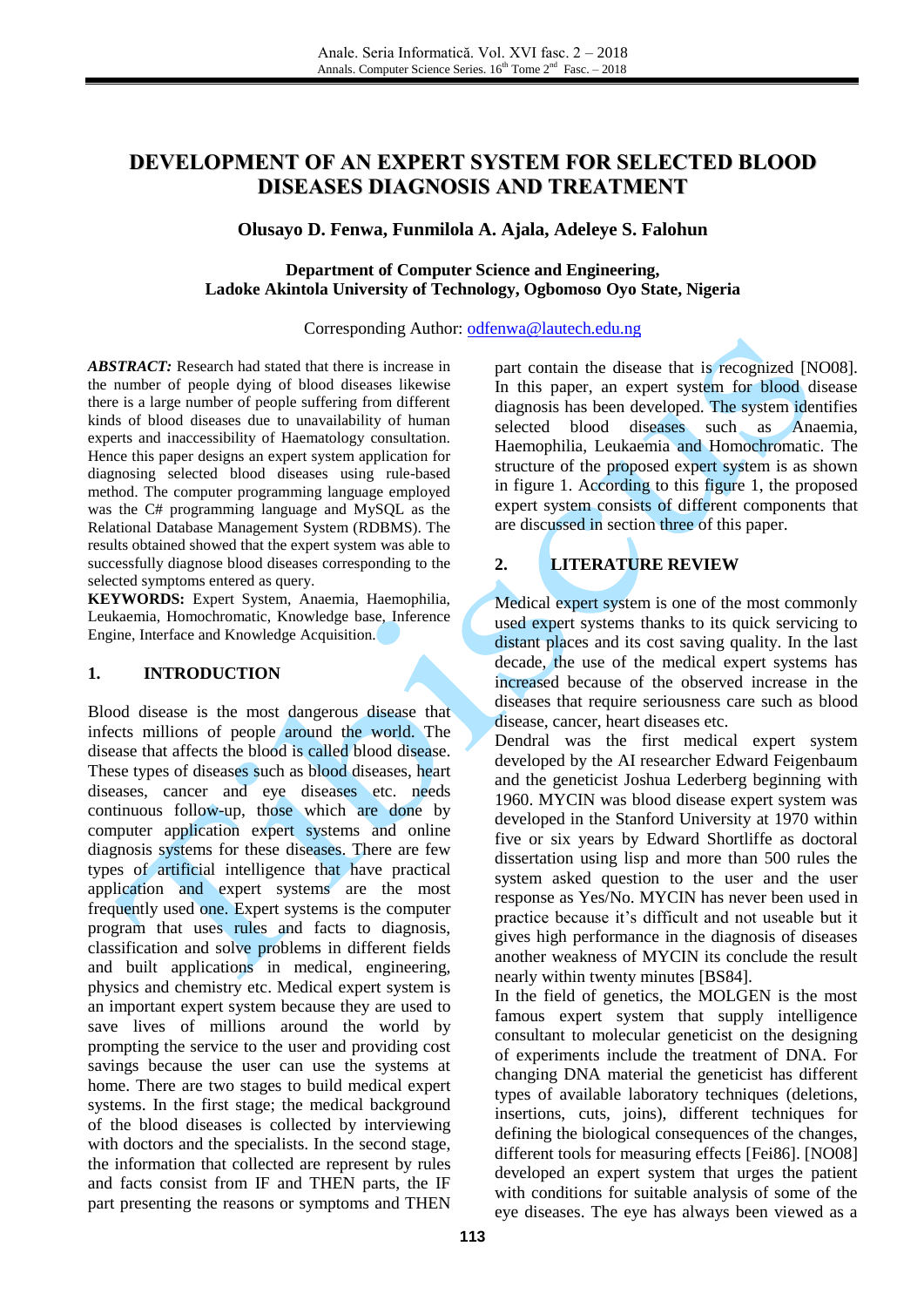# DEVELOPMENT OF AN EXPERT SYSTEM FOR SELECTED BLOOD DISEASES DIAGNOSIS AND TREATMENT

**Olusayo D. Fenwa, Funmilola A. Ajala, Adeleye S. Falohun**

**Department of Computer Science and Engineering,**
**Ladoke Akintola University of Technology, Ogbomoso Oyo State, Nigeria**

Corresponding Author: odfenwa@lautech.edu.ng

***ABSTRACT:*** Research had stated that there is increase in the number of people dying of blood diseases likewise there is a large number of people suffering from different kinds of blood diseases due to unavailability of human experts and inaccessibility of Haematology consultation. Hence this paper designs an expert system application for diagnosing selected blood diseases using rule-based method. The computer programming language employed was the C# programming language and MySQL as the Relational Database Management System (RDBMS). The results obtained showed that the expert system was able to successfully diagnose blood diseases corresponding to the selected symptoms entered as query.

**KEYWORDS:** Expert System, Anaemia, Haemophilia, Leukaemia, Homochromatic, Knowledge base, Inference Engine, Interface and Knowledge Acquisition.

## 1. INTRODUCTION

Blood disease is the most dangerous disease that infects millions of people around the world. The disease that affects the blood is called blood disease. These types of diseases such as blood diseases, heart diseases, cancer and eye diseases etc. needs continuous follow-up, those which are done by computer application expert systems and online diagnosis systems for these diseases. There are few types of artificial intelligence that have practical application and expert systems are the most frequently used one. Expert systems is the computer program that uses rules and facts to diagnosis, classification and solve problems in different fields and built applications in medical, engineering, physics and chemistry etc. Medical expert system is an important expert system because they are used to save lives of millions around the world by prompting the service to the user and providing cost savings because the user can use the systems at home. There are two stages to build medical expert systems. In the first stage; the medical background of the blood diseases is collected by interviewing with doctors and the specialists. In the second stage, the information that collected are represent by rules and facts consist from IF and THEN parts, the IF part presenting the reasons or symptoms and THEN part contain the disease that is recognized [NO08]. In this paper, an expert system for blood disease diagnosis has been developed. The system identifies selected blood diseases such as Anaemia, Haemophilia, Leukaemia and Homochromatic. The structure of the proposed expert system is as shown in figure 1. According to this figure 1, the proposed expert system consists of different components that are discussed in section three of this paper.

## 2. LITERATURE REVIEW

Medical expert system is one of the most commonly used expert systems thanks to its quick servicing to distant places and its cost saving quality. In the last decade, the use of the medical expert systems has increased because of the observed increase in the diseases that require seriousness care such as blood disease, cancer, heart diseases etc.

Dendral was the first medical expert system developed by the AI researcher Edward Feigenbaum and the geneticist Joshua Lederberg beginning with 1960. MYCIN was blood disease expert system was developed in the Stanford University at 1970 within five or six years by Edward Shortliffe as doctoral dissertation using lisp and more than 500 rules the system asked question to the user and the user response as Yes/No. MYCIN has never been used in practice because it's difficult and not useable but it gives high performance in the diagnosis of diseases another weakness of MYCIN its conclude the result nearly within twenty minutes [BS84].

In the field of genetics, the MOLGEN is the most famous expert system that supply intelligence consultant to molecular geneticist on the designing of experiments include the treatment of DNA. For changing DNA material the geneticist has different types of available laboratory techniques (deletions, insertions, cuts, joins), different techniques for defining the biological consequences of the changes, different tools for measuring effects [Fei86]. [NO08] developed an expert system that urges the patient with conditions for suitable analysis of some of the eye diseases. The eye has always been viewed as a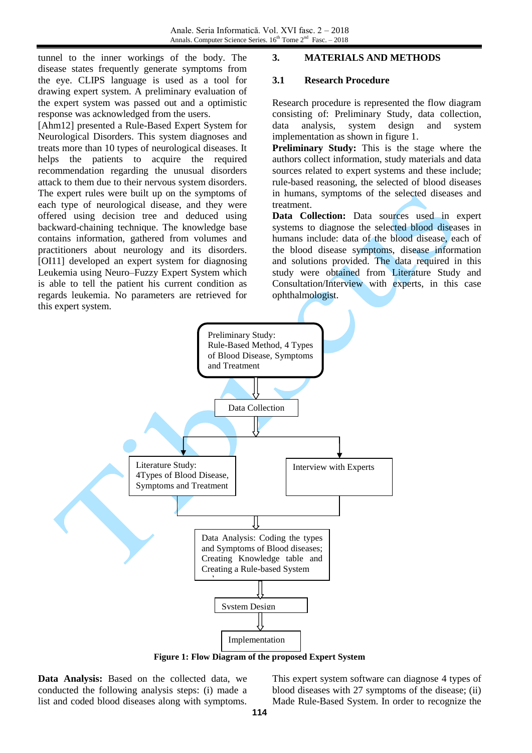tunnel to the inner workings of the body. The disease states frequently generate symptoms from the eye. CLIPS language is used as a tool for drawing expert system. A preliminary evaluation of the expert system was passed out and a optimistic response was acknowledged from the users.

[Ahm12] presented a Rule-Based Expert System for Neurological Disorders. This system diagnoses and treats more than 10 types of neurological diseases. It helps the patients to acquire the required recommendation regarding the unusual disorders attack to them due to their nervous system disorders. The expert rules were built up on the symptoms of each type of neurological disease, and they were offered using decision tree and deduced using backward-chaining technique. The knowledge base contains information, gathered from volumes and practitioners about neurology and its disorders. [OI11] developed an expert system for diagnosing Leukemia using Neuro–Fuzzy Expert System which is able to tell the patient his current condition as regards leukemia. No parameters are retrieved for this expert system.

## 3. MATERIALS AND METHODS

### 3.1 Research Procedure

Research procedure is represented the flow diagram consisting of: Preliminary Study, data collection, data analysis, system design and system implementation as shown in figure 1.

**Preliminary Study:** This is the stage where the authors collect information, study materials and data sources related to expert systems and these include; rule-based reasoning, the selected of blood diseases in humans, symptoms of the selected diseases and treatment.

**Data Collection:** Data sources used in expert systems to diagnose the selected blood diseases in humans include: data of the blood disease, each of the blood disease symptoms, disease information and solutions provided. The data required in this study were obtained from Literature Study and Consultation/Interview with experts, in this case ophthalmologist.

Preliminary Study: Rule-Based Method, 4 Types of Blood Disease, Symptoms and Treatment

Data Collection

Literature Study: 4Types of Blood Disease, Symptoms and Treatment

Interview with Experts

Data Analysis: Coding the types and Symptoms of Blood diseases; Creating Knowledge table and Creating a Rule-based System

System Design

Implementation

**Figure 1: Flow Diagram of the proposed Expert System**

**Data Analysis:** Based on the collected data, we conducted the following analysis steps: (i) made a list and coded blood diseases along with symptoms. This expert system software can diagnose 4 types of blood diseases with 27 symptoms of the disease; (ii) Made Rule-Based System. In order to recognize the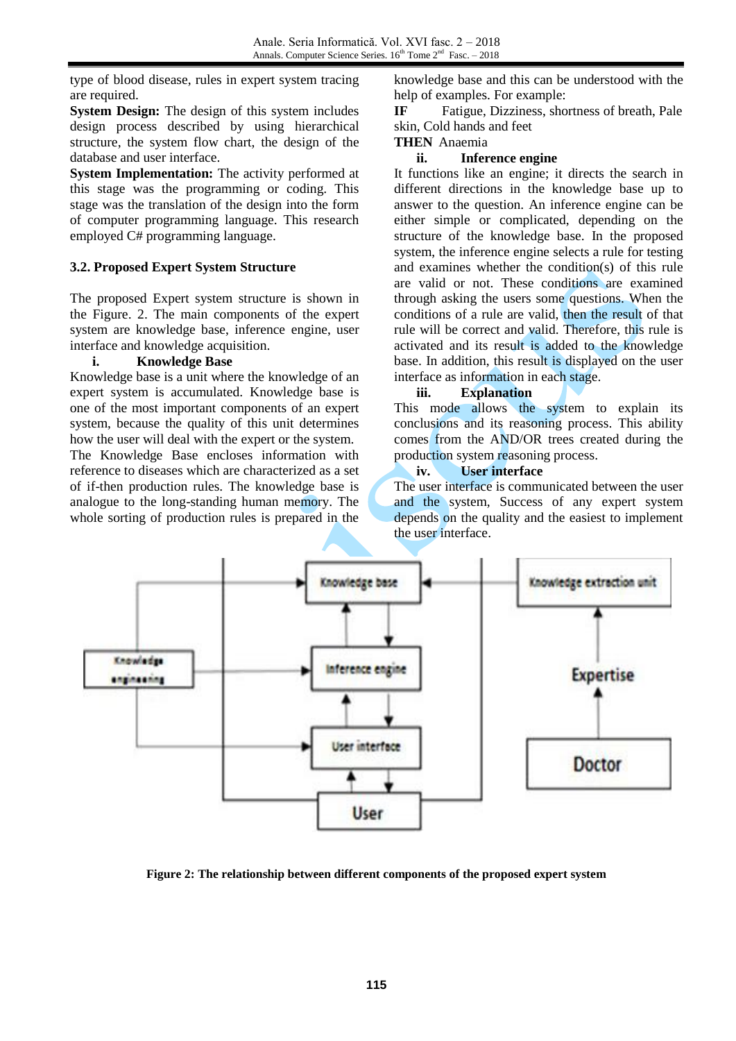type of blood disease, rules in expert system tracing are required.

**System Design:** The design of this system includes design process described by using hierarchical structure, the system flow chart, the design of the database and user interface.

**System Implementation:** The activity performed at this stage was the programming or coding. This stage was the translation of the design into the form of computer programming language. This research employed C# programming language.

### 3.2. Proposed Expert System Structure

The proposed Expert system structure is shown in the Figure. 2. The main components of the expert system are knowledge base, inference engine, user interface and knowledge acquisition.

**i. Knowledge Base**

Knowledge base is a unit where the knowledge of an expert system is accumulated. Knowledge base is one of the most important components of an expert system, because the quality of this unit determines how the user will deal with the expert or the system. The Knowledge Base encloses information with reference to diseases which are characterized as a set of if-then production rules. The knowledge base is analogue to the long-standing human memory. The whole sorting of production rules is prepared in the knowledge base and this can be understood with the help of examples. For example:

**IF** Fatigue, Dizziness, shortness of breath, Pale skin, Cold hands and feet
**THEN** Anaemia

**ii. Inference engine**

It functions like an engine; it directs the search in different directions in the knowledge base up to answer to the question. An inference engine can be either simple or complicated, depending on the structure of the knowledge base. In the proposed system, the inference engine selects a rule for testing and examines whether the condition(s) of this rule are valid or not. These conditions are examined through asking the users some questions. When the conditions of a rule are valid, then the result of that rule will be correct and valid. Therefore, this rule is activated and its result is added to the knowledge base. In addition, this result is displayed on the user interface as information in each stage.

**iii. Explanation**

This mode allows the system to explain its conclusions and its reasoning process. This ability comes from the AND/OR trees created during the production system reasoning process.

**iv. User interface**

The user interface is communicated between the user and the system, Success of any expert system depends on the quality and the easiest to implement the user interface.

**Figure 2: The relationship between different components of the proposed expert system**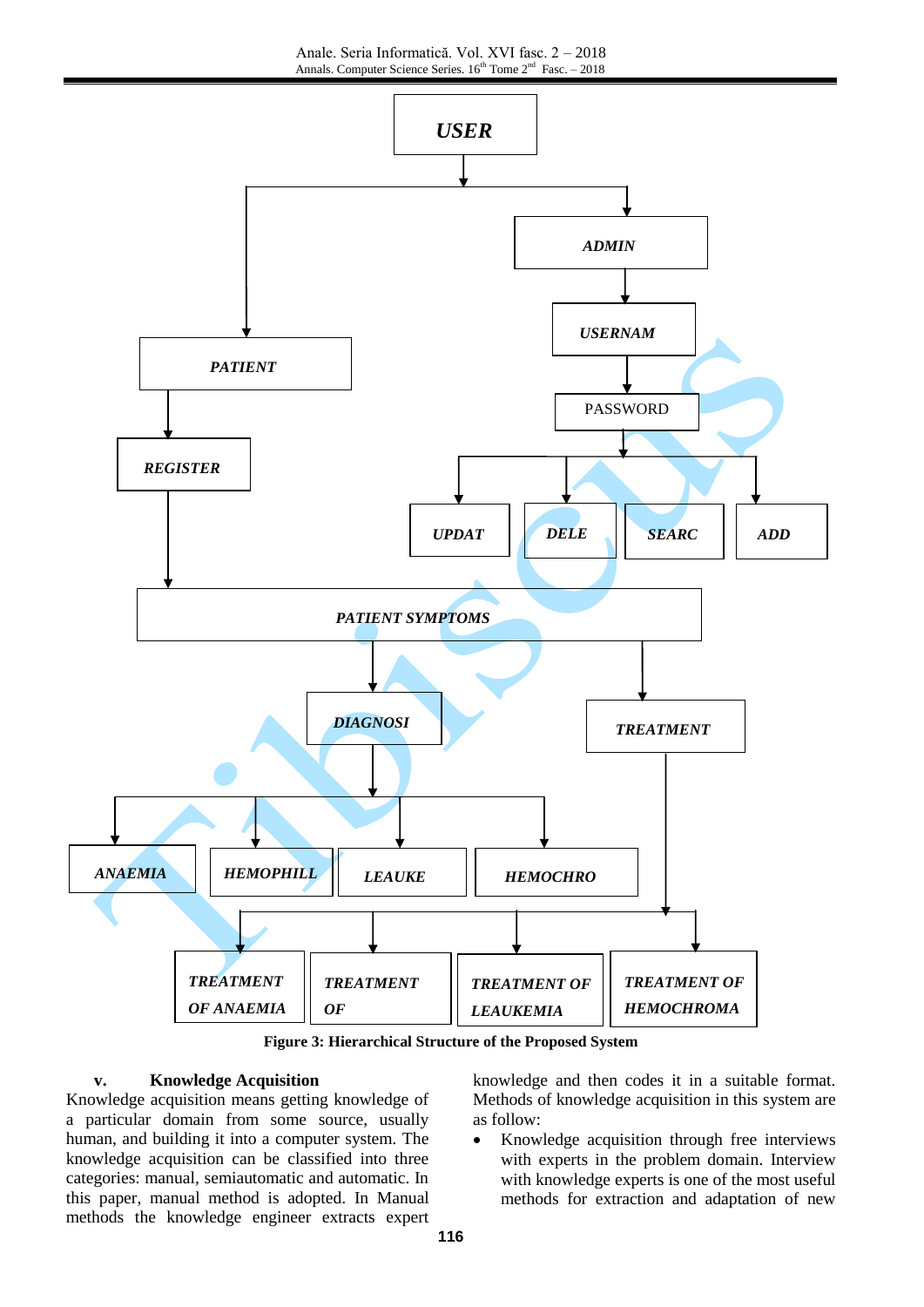Figure 3: Hierarchical Structure of the Proposed System

### v. Knowledge Acquisition

Knowledge acquisition means getting knowledge of a particular domain from some source, usually human, and building it into a computer system. The knowledge acquisition can be classified into three categories: manual, semiautomatic and automatic. In this paper, manual method is adopted. In Manual methods the knowledge engineer extracts expert knowledge and then codes it in a suitable format. Methods of knowledge acquisition in this system are as follow:

- Knowledge acquisition through free interviews with experts in the problem domain. Interview with knowledge experts is one of the most useful methods for extraction and adaptation of new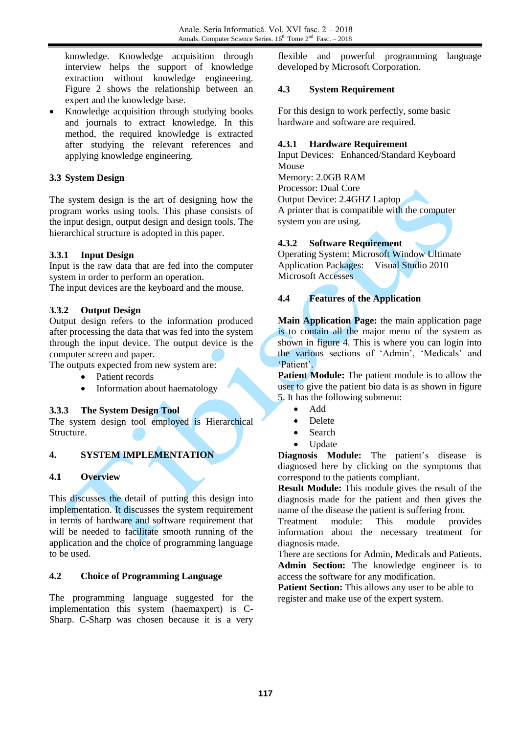knowledge. Knowledge acquisition through interview helps the support of knowledge extraction without knowledge engineering. Figure 2 shows the relationship between an expert and the knowledge base.

- Knowledge acquisition through studying books and journals to extract knowledge. In this method, the required knowledge is extracted after studying the relevant references and applying knowledge engineering.

### 3.3 System Design

The system design is the art of designing how the program works using tools. This phase consists of the input design, output design and design tools. The hierarchical structure is adopted in this paper.

#### 3.3.1 Input Design

Input is the raw data that are fed into the computer system in order to perform an operation.
The input devices are the keyboard and the mouse.

#### 3.3.2 Output Design

Output design refers to the information produced after processing the data that was fed into the system through the input device. The output device is the computer screen and paper.
The outputs expected from new system are:

- Patient records
- Information about haematology

#### 3.3.3 The System Design Tool

The system design tool employed is Hierarchical Structure.

## 4. SYSTEM IMPLEMENTATION

### 4.1 Overview

This discusses the detail of putting this design into implementation. It discusses the system requirement in terms of hardware and software requirement that will be needed to facilitate smooth running of the application and the choice of programming language to be used.

### 4.2 Choice of Programming Language

The programming language suggested for the implementation this system (haemaxpert) is C-Sharp. C-Sharp was chosen because it is a very flexible and powerful programming language developed by Microsoft Corporation.

### 4.3 System Requirement

For this design to work perfectly, some basic hardware and software are required.

#### 4.3.1 Hardware Requirement

Input Devices: Enhanced/Standard Keyboard
Mouse
Memory: 2.0GB RAM
Processor: Dual Core
Output Device: 2.4GHZ Laptop
A printer that is compatible with the computer system you are using.

#### 4.3.2 Software Requirement

Operating System: Microsoft Window Ultimate
Application Packages: Visual Studio 2010
Microsoft Accesses

### 4.4 Features of the Application

**Main Application Page:** the main application page is to contain all the major menu of the system as shown in figure 4. This is where you can login into the various sections of 'Admin', 'Medicals' and 'Patient'.

**Patient Module:** The patient module is to allow the user to give the patient bio data is as shown in figure 5. It has the following submenu:

- Add
- Delete
- Search
- Update

**Diagnosis Module:** The patient's disease is diagnosed here by clicking on the symptoms that correspond to the patients compliant.

**Result Module:** This module gives the result of the diagnosis made for the patient and then gives the name of the disease the patient is suffering from.

Treatment module: This module provides information about the necessary treatment for diagnosis made.

There are sections for Admin, Medicals and Patients.

**Admin Section:** The knowledge engineer is to access the software for any modification.

**Patient Section:** This allows any user to be able to register and make use of the expert system.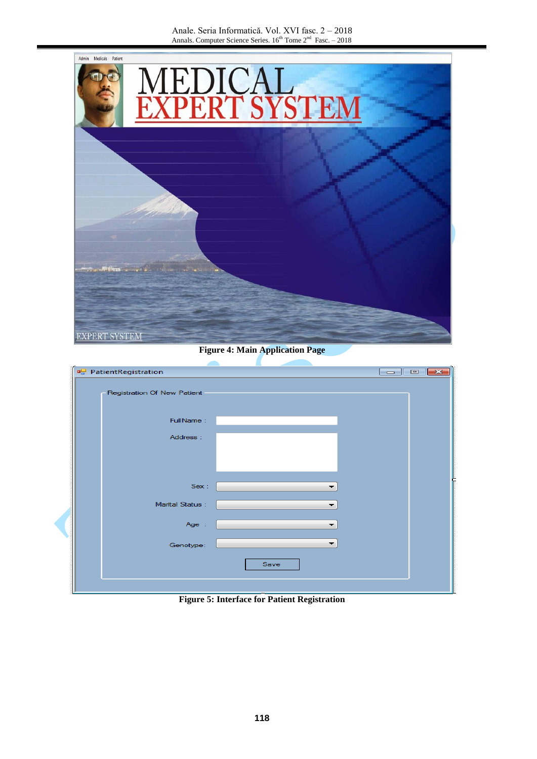Figure 4: Main Application Page

Figure 5: Interface for Patient Registration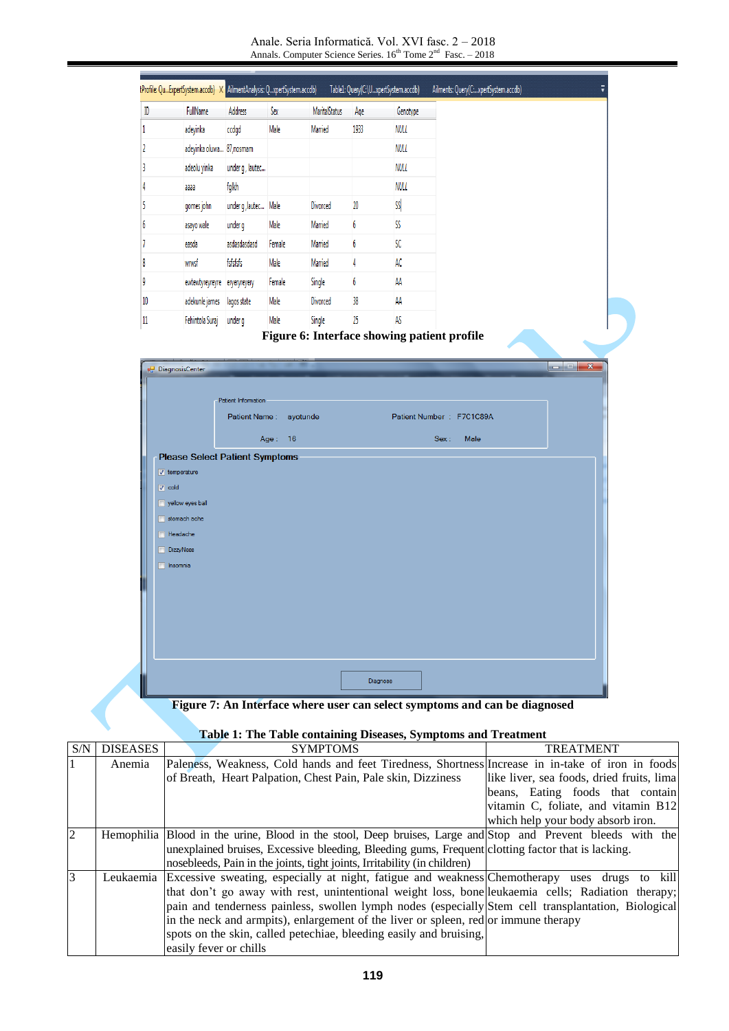Figure 6: Interface showing patient profile

Figure 7: An Interface where user can select symptoms and can be diagnosed

Table 1: The Table containing Diseases, Symptoms and Treatment

| S/N | DISEASES | SYMPTOMS | TREATMENT |
|---|---|---|---|
| 1 | Anemia | Paleness, Weakness, Cold hands and feet Tiredness, Shortness of Breath, Heart Palpation, Chest Pain, Pale skin, Dizziness | Increase in in-take of iron in foods like liver, sea foods, dried fruits, lima beans, Eating foods that contain vitamin C, foliate, and vitamin B12 which help your body absorb iron. |
| 2 | Hemophilia | Blood in the urine, Blood in the stool, Deep bruises, Large and unexplained bruises, Excessive bleeding, Bleeding gums, Frequent nosebleeds, Pain in the joints, tight joints, Irritability (in children) | Stop and Prevent bleeds with the clotting factor that is lacking. |
| 3 | Leukaemia | Excessive sweating, especially at night, fatigue and weakness that don't go away with rest, unintentional weight loss, bone pain and tenderness painless, swollen lymph nodes (especially in the neck and armpits), enlargement of the liver or spleen, red spots on the skin, called petechiae, bleeding easily and bruising, easily fever or chills | Chemotherapy uses drugs to kill leukaemia cells; Radiation therapy; Stem cell transplantation, Biological or immune therapy |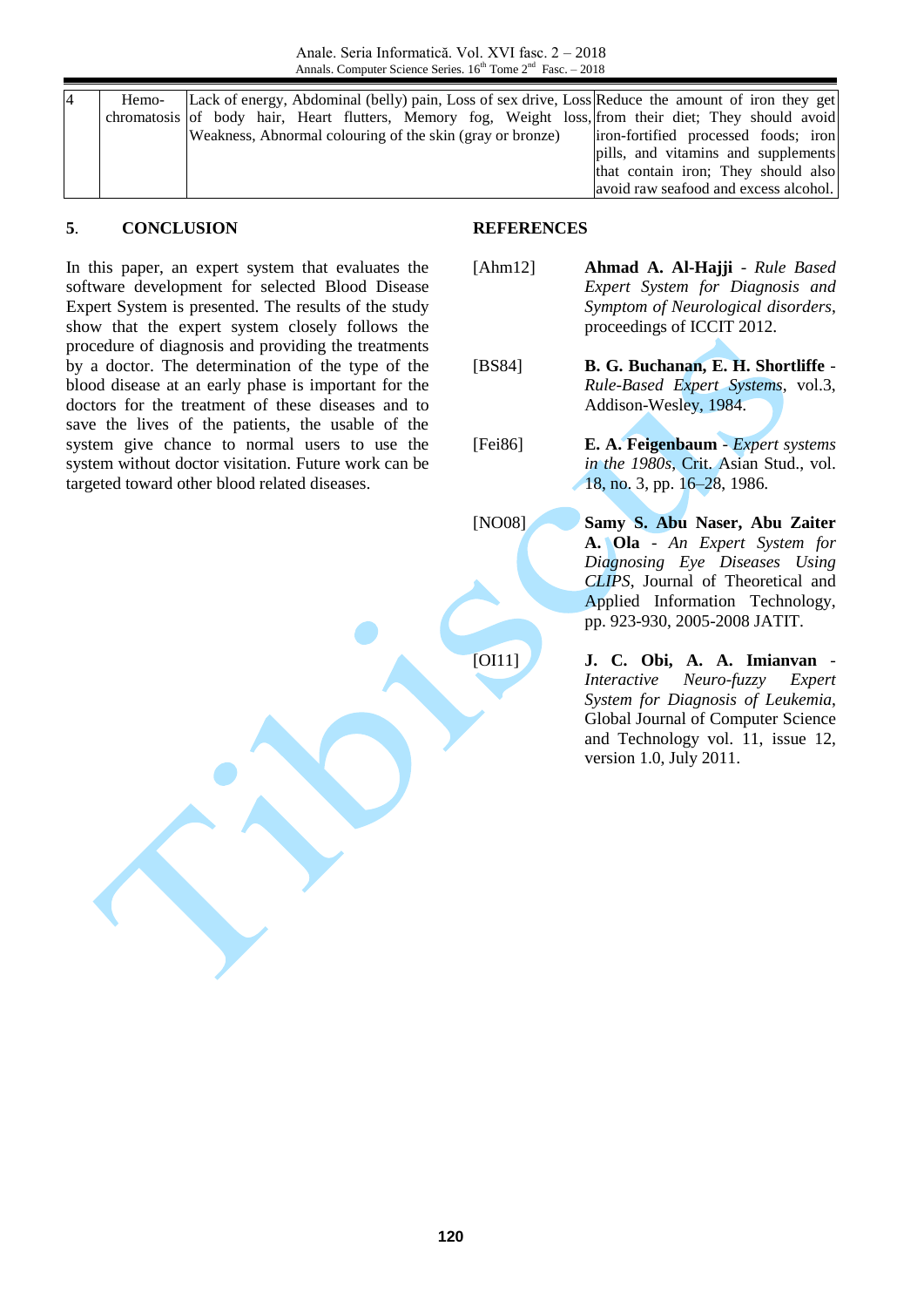| | | | |
|---|---|---|---|
| 4 | Hemo-chromatosis | Lack of energy, Abdominal (belly) pain, Loss of sex drive, Loss of body hair, Heart flutters, Memory fog, Weight loss, Weakness, Abnormal colouring of the skin (gray or bronze) | Reduce the amount of iron they get from their diet; They should avoid iron-fortified processed foods; iron pills, and vitamins and supplements that contain iron; They should also avoid raw seafood and excess alcohol. |

## 5. CONCLUSION

In this paper, an expert system that evaluates the software development for selected Blood Disease Expert System is presented. The results of the study show that the expert system closely follows the procedure of diagnosis and providing the treatments by a doctor. The determination of the type of the blood disease at an early phase is important for the doctors for the treatment of these diseases and to save the lives of the patients, the usable of the system give chance to normal users to use the system without doctor visitation. Future work can be targeted toward other blood related diseases.

## REFERENCES

[Ahm12] **Ahmad A. Al-Hajji** - *Rule Based Expert System for Diagnosis and Symptom of Neurological disorders*, proceedings of ICCIT 2012.

[BS84] **B. G. Buchanan, E. H. Shortliffe** - *Rule-Based Expert Systems*, vol.3, Addison-Wesley, 1984.

[Fei86] **E. A. Feigenbaum** - *Expert systems in the 1980s*, Crit. Asian Stud., vol. 18, no. 3, pp. 16–28, 1986.

[NO08] **Samy S. Abu Naser, Abu Zaiter A. Ola** - *An Expert System for Diagnosing Eye Diseases Using CLIPS*, Journal of Theoretical and Applied Information Technology, pp. 923-930, 2005-2008 JATIT.

[OI11] **J. C. Obi, A. A. Imianvan** - *Interactive Neuro-fuzzy Expert System for Diagnosis of Leukemia*, Global Journal of Computer Science and Technology vol. 11, issue 12, version 1.0, July 2011.